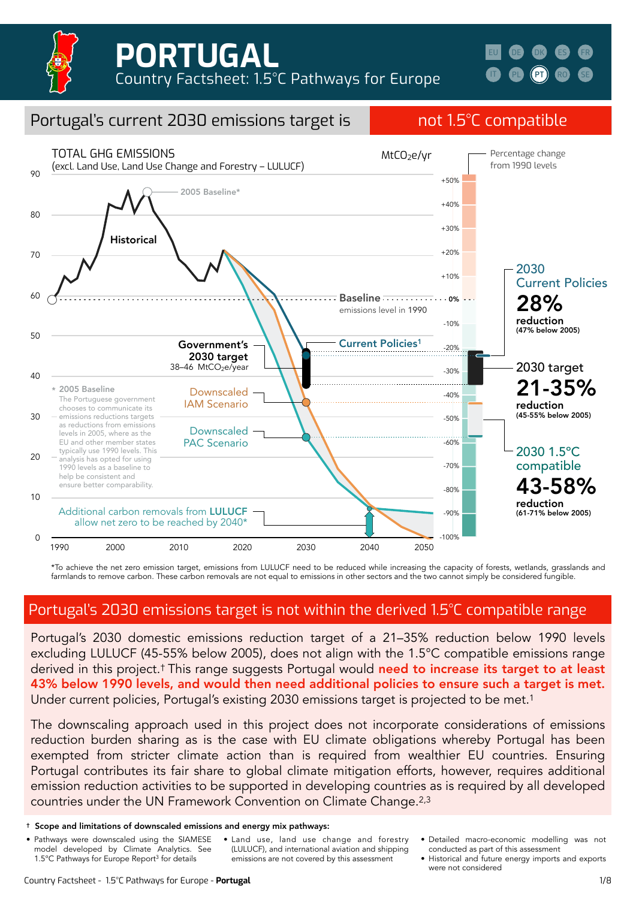# PORTUGAL

Country Factsheet: 1.5°C Pathways for Europe

## Portugal's current 2030 emissions target is not 1.5°C compatible

TOTAL GHG EMISSIONS
(excl. Land Use, Land Use Change and Forestry – LULUCF)

$MtCO_2e/yr$

Percentage change from 1990 levels

Historical

2005 Baseline*

Baseline emissions level in 1990

Government's 2030 target 38–46 $MtCO_2e$/year

Current Policies[1]

Downscaled IAM Scenario

Downscaled PAC Scenario

* 2005 Baseline
The Portuguese government chooses to communicate its emissions reductions targets as reductions from emissions levels in 2005, where as the EU and other member states typically use 1990 levels. This analysis has opted for using 1990 levels as a baseline to help be consistent and ensure better comparability.

Additional carbon removals from **LULUCF** allow net zero to be reached by 2040*

**2030 Current Policies**
**28%** reduction (47% below 2005)

**2030 target**
**21-35%** reduction (45-55% below 2005)

**2030 1.5°C compatible**
**43-58%** reduction (61-71% below 2005)

*To achieve the net zero emission target, emissions from LULUCF need to be reduced while increasing the capacity of forests, wetlands, grasslands and farmlands to remove carbon. These carbon removals are not equal to emissions in other sectors and the two cannot simply be considered fungible.

## Portugal's 2030 emissions target is not within the derived 1.5°C compatible range

Portugal's 2030 domestic emissions reduction target of a 21–35% reduction below 1990 levels excluding LULUCF (45-55% below 2005), does not align with the 1.5°C compatible emissions range derived in this project.† This range suggests Portugal would **need to increase its target to at least 43% below 1990 levels, and would then need additional policies to ensure such a target is met.** Under current policies, Portugal's existing 2030 emissions target is projected to be met.[1]

The downscaling approach used in this project does not incorporate considerations of emissions reduction burden sharing as is the case with EU climate obligations whereby Portugal has been exempted from stricter climate action than is required from wealthier EU countries. Ensuring Portugal contributes its fair share to global climate mitigation efforts, however, requires additional emission reduction activities to be supported in developing countries as is required by all developed countries under the UN Framework Convention on Climate Change.[2,3]

† **Scope and limitations of downscaled emissions and energy mix pathways:**

- Pathways were downscaled using the SIAMESE model developed by Climate Analytics. See 1.5°C Pathways for Europe Report[3] for details
- Land use, land use change and forestry (LULUCF), and international aviation and shipping emissions are not covered by this assessment
- Detailed macro-economic modelling was not conducted as part of this assessment
- Historical and future energy imports and exports were not considered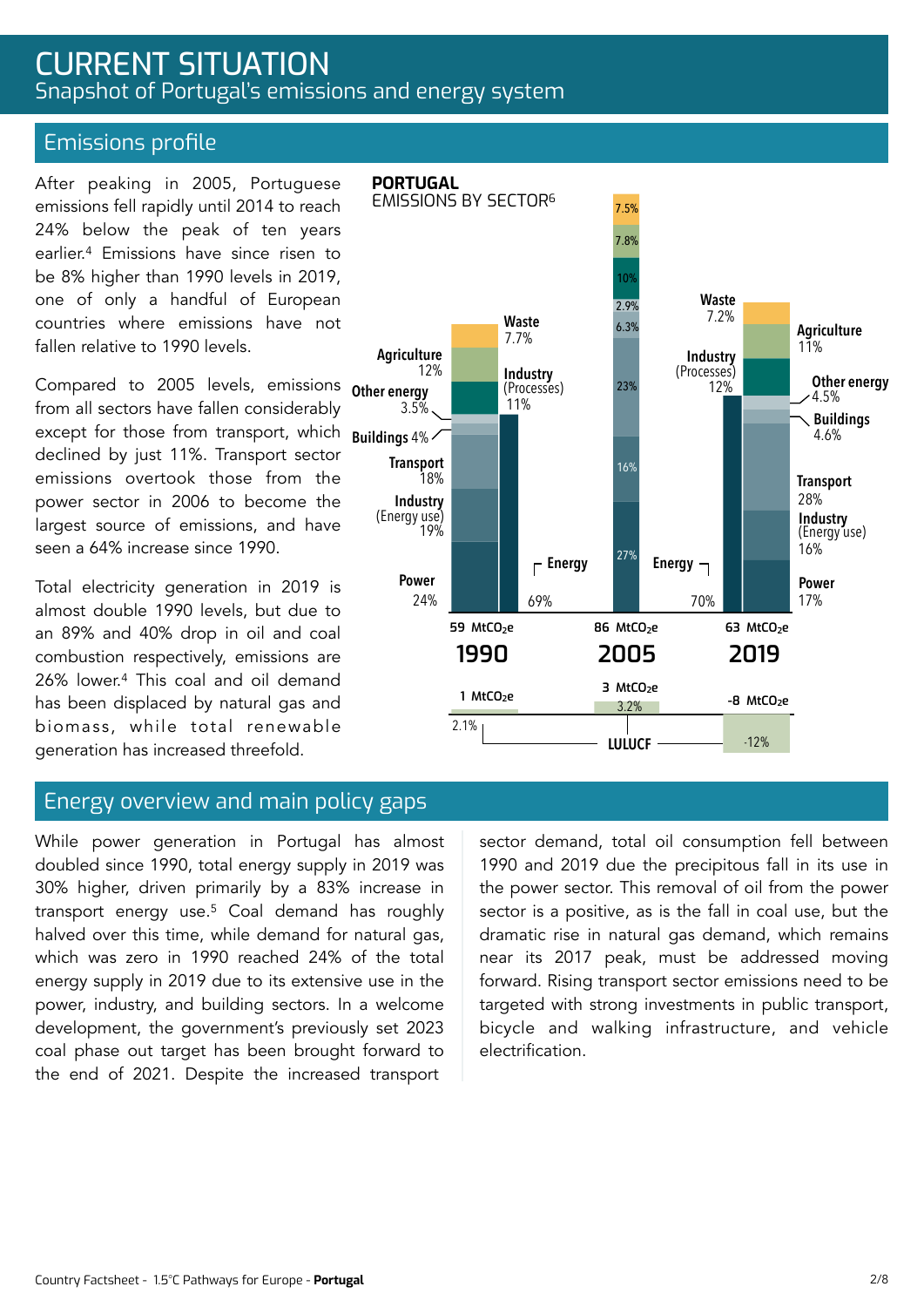# CURRENT SITUATION

Snapshot of Portugal's emissions and energy system

## Emissions profile

After peaking in 2005, Portuguese emissions fell rapidly until 2014 to reach 24% below the peak of ten years earlier.[4] Emissions have since risen to be 8% higher than 1990 levels in 2019, one of only a handful of European countries where emissions have not fallen relative to 1990 levels.

Compared to 2005 levels, emissions from all sectors have fallen considerably except for those from transport, which declined by just 11%. Transport sector emissions overtook those from the power sector in 2006 to become the largest source of emissions, and have seen a 64% increase since 1990.

Total electricity generation in 2019 is almost double 1990 levels, but due to an 89% and 40% drop in oil and coal combustion respectively, emissions are 26% lower.[4] This coal and oil demand has been displaced by natural gas and biomass, while total renewable generation has increased threefold.

**PORTUGAL**
EMISSIONS BY SECTOR[6]

| Sector | 1990 | 2005 | 2019 |
|---|---|---|---|
| Waste | 7.7% | 7.5% | 7.2% |
| Agriculture | 12% | 7.8% | 11% |
| Industry (Processes) | 11% | 10% | 12% |
| Other energy | 3.5% | 2.9% | 4.5% |
| Buildings | 4% | 6.3% | 4.6% |
| Transport | 18% | 23% | 28% |
| Industry (Energy use) | 19% | 16% | 16% |
| Power | 24% | 27% | 17% |
| Energy (total) | 69% | | 70% |
| Total | 59 $MtCO_2e$ | 86 $MtCO_2e$ | 63 $MtCO_2e$ |
| LULUCF | 1 $MtCO_2e$ (2.1%) | 3 $MtCO_2e$ (3.2%) | -8 $MtCO_2e$ (-12%) |

## Energy overview and main policy gaps

While power generation in Portugal has almost doubled since 1990, total energy supply in 2019 was 30% higher, driven primarily by a 83% increase in transport energy use.[5] Coal demand has roughly halved over this time, while demand for natural gas, which was zero in 1990 reached 24% of the total energy supply in 2019 due to its extensive use in the power, industry, and building sectors. In a welcome development, the government's previously set 2023 coal phase out target has been brought forward to the end of 2021. Despite the increased transport sector demand, total oil consumption fell between 1990 and 2019 due the precipitous fall in its use in the power sector. This removal of oil from the power sector is a positive, as is the fall in coal use, but the dramatic rise in natural gas demand, which remains near its 2017 peak, must be addressed moving forward. Rising transport sector emissions need to be targeted with strong investments in public transport, bicycle and walking infrastructure, and vehicle electrification.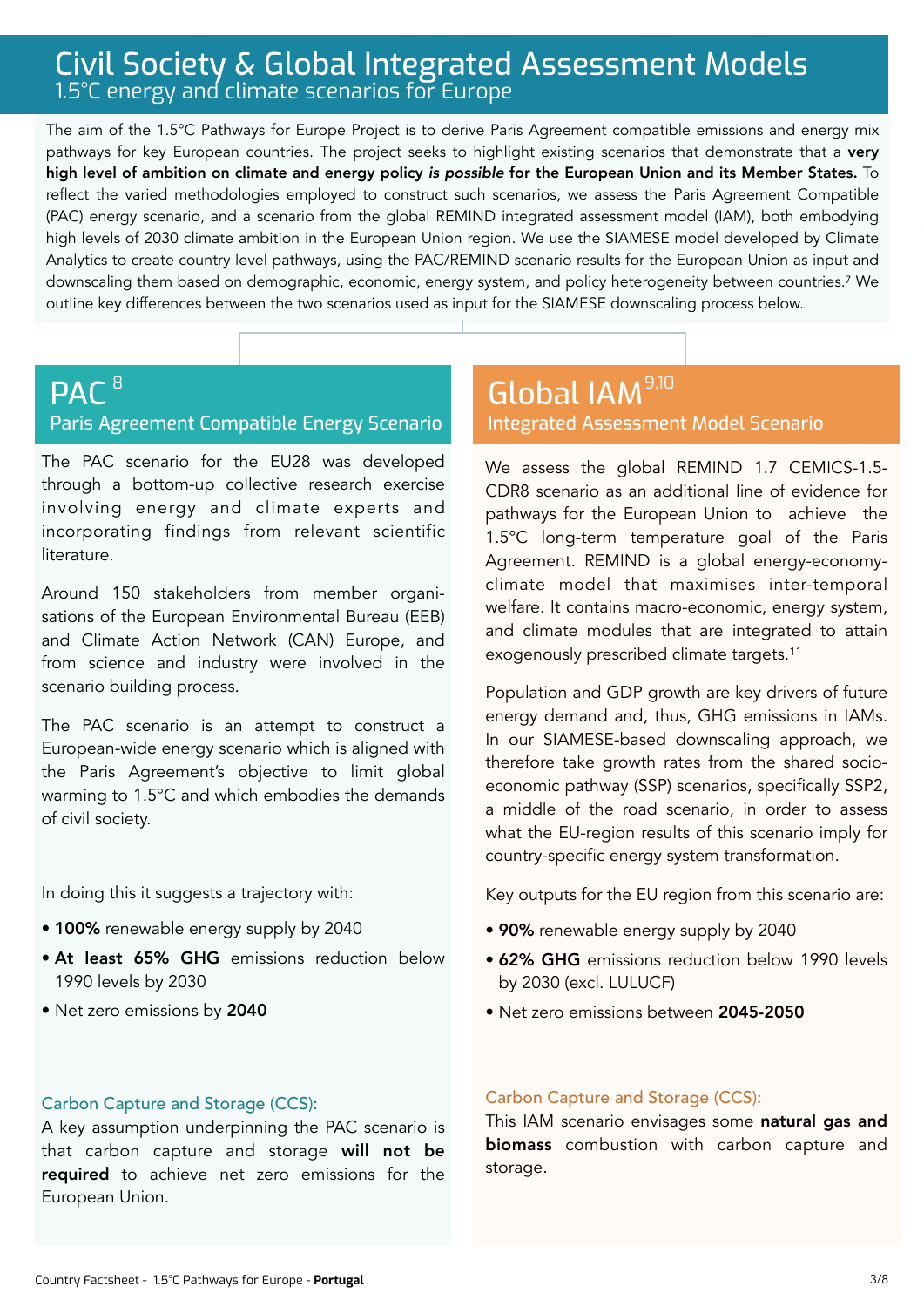# Civil Society & Global Integrated Assessment Models

## 1.5°C energy and climate scenarios for Europe

The aim of the 1.5°C Pathways for Europe Project is to derive Paris Agreement compatible emissions and energy mix pathways for key European countries. The project seeks to highlight existing scenarios that demonstrate that a **very high level of ambition on climate and energy policy *is possible* for the European Union and its Member States.** To reflect the varied methodologies employed to construct such scenarios, we assess the Paris Agreement Compatible (PAC) energy scenario, and a scenario from the global REMIND integrated assessment model (IAM), both embodying high levels of 2030 climate ambition in the European Union region. We use the SIAMESE model developed by Climate Analytics to create country level pathways, using the PAC/REMIND scenario results for the European Union as input and downscaling them based on demographic, economic, energy system, and policy heterogeneity between countries.[7] We outline key differences between the two scenarios used as input for the SIAMESE downscaling process below.

## PAC [8]

### Paris Agreement Compatible Energy Scenario

The PAC scenario for the EU28 was developed through a bottom-up collective research exercise involving energy and climate experts and incorporating findings from relevant scientific literature.

Around 150 stakeholders from member organisations of the European Environmental Bureau (EEB) and Climate Action Network (CAN) Europe, and from science and industry were involved in the scenario building process.

The PAC scenario is an attempt to construct a European-wide energy scenario which is aligned with the Paris Agreement's objective to limit global warming to 1.5°C and which embodies the demands of civil society.

In doing this it suggests a trajectory with:

- **100%** renewable energy supply by 2040
- **At least 65% GHG** emissions reduction below 1990 levels by 2030
- Net zero emissions by **2040**

#### Carbon Capture and Storage (CCS):

A key assumption underpinning the PAC scenario is that carbon capture and storage **will not be required** to achieve net zero emissions for the European Union.

## Global IAM [9,10]

### Integrated Assessment Model Scenario

We assess the global REMIND 1.7 CEMICS-1.5-CDR8 scenario as an additional line of evidence for pathways for the European Union to achieve the 1.5°C long-term temperature goal of the Paris Agreement. REMIND is a global energy-economy-climate model that maximises inter-temporal welfare. It contains macro-economic, energy system, and climate modules that are integrated to attain exogenously prescribed climate targets.[11]

Population and GDP growth are key drivers of future energy demand and, thus, GHG emissions in IAMs. In our SIAMESE-based downscaling approach, we therefore take growth rates from the shared socio-economic pathway (SSP) scenarios, specifically SSP2, a middle of the road scenario, in order to assess what the EU-region results of this scenario imply for country-specific energy system transformation.

Key outputs for the EU region from this scenario are:

- **90%** renewable energy supply by 2040
- **62% GHG** emissions reduction below 1990 levels by 2030 (excl. LULUCF)
- Net zero emissions between **2045-2050**

#### Carbon Capture and Storage (CCS):

This IAM scenario envisages some **natural gas and biomass** combustion with carbon capture and storage.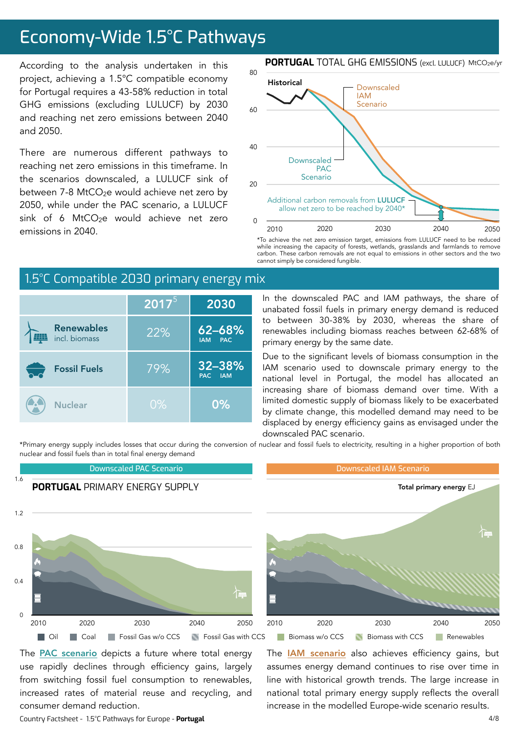# Economy-Wide 1.5°C Pathways

According to the analysis undertaken in this project, achieving a 1.5°C compatible economy for Portugal requires a 43-58% reduction in total GHG emissions (excluding LULUCF) by 2030 and reaching net zero emissions between 2040 and 2050.

There are numerous different pathways to reaching net zero emissions in this timeframe. In the scenarios downscaled, a LULUCF sink of between 7-8 $MtCO_2e$ would achieve net zero by 2050, while under the PAC scenario, a LULUCF sink of 6 $MtCO_2e$ would achieve net zero emissions in 2040.

**PORTUGAL** TOTAL GHG EMISSIONS (excl. LULUCF) $MtCO_2e/yr$

Historical

Downscaled IAM Scenario

Downscaled PAC Scenario

Additional carbon removals from **LULUCF** allow net zero to be reached by 2040*

*To achieve the net zero emission target, emissions from LULUCF need to be reduced while increasing the capacity of forests, wetlands, grasslands and farmlands to remove carbon. These carbon removals are not equal to emissions in other sectors and the two cannot simply be considered fungible.

## 1.5°C Compatible 2030 primary energy mix

| | 2017[5] | 2030 |
|---|---|---|
| **Renewables** incl. biomass | 22% | 62–68% (IAM – PAC) |
| **Fossil Fuels** | 79% | 32–38% (PAC – IAM) |
| Nuclear | 0% | 0% |

In the downscaled PAC and IAM pathways, the share of unabated fossil fuels in primary energy demand is reduced to between 30-38% by 2030, whereas the share of renewables including biomass reaches between 62-68% of primary energy by the same date.

Due to the significant levels of biomass consumption in the IAM scenario used to downscale primary energy to the national level in Portugal, the model has allocated an increasing share of biomass demand over time. With a limited domestic supply of biomass likely to be exacerbated by climate change, this modelled demand may need to be displaced by energy efficiency gains as envisaged under the downscaled PAC scenario.

*Primary energy supply includes losses that occur during the conversion of nuclear and fossil fuels to electricity, resulting in a higher proportion of both nuclear and fossil fuels than in total final energy demand

**PORTUGAL** PRIMARY ENERGY SUPPLY

Downscaled PAC Scenario | Downscaled IAM Scenario

Total primary energy EJ

Oil | Coal | Fossil Gas w/o CCS | Fossil Gas with CCS | Biomass w/o CCS | Biomass with CCS | Renewables

The PAC scenario depicts a future where total energy use rapidly declines through efficiency gains, largely from switching fossil fuel consumption to renewables, increased rates of material reuse and recycling, and consumer demand reduction.

The IAM scenario also achieves efficiency gains, but assumes energy demand continues to rise over time in line with historical growth trends. The large increase in national total primary energy supply reflects the overall increase in the modelled Europe-wide scenario results.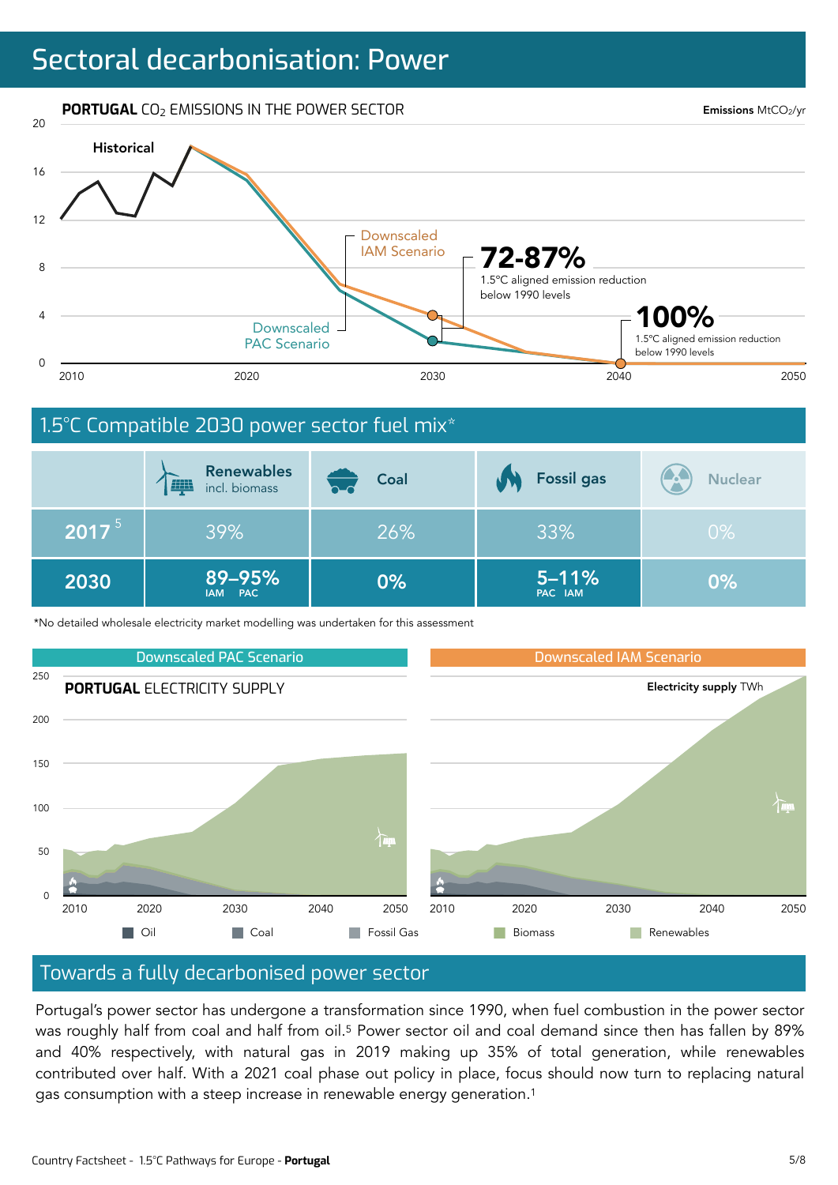# Sectoral decarbonisation: Power

**PORTUGAL** $CO_2$ EMISSIONS IN THE POWER SECTOR

Emissions $MtCO_2$/yr

Historical

Downscaled IAM Scenario

Downscaled PAC Scenario

**72-87%** 1.5°C aligned emission reduction below 1990 levels

**100%** 1.5°C aligned emission reduction below 1990 levels

## 1.5°C Compatible 2030 power sector fuel mix*

| | Renewables incl. biomass | Coal | Fossil gas | Nuclear |
|---|---|---|---|---|
| **2017** [5] | 39% | 26% | 33% | 0% |
| **2030** | **89–95%** (IAM, PAC) | **0%** | **5–11%** (PAC, IAM) | **0%** |

*No detailed wholesale electricity market modelling was undertaken for this assessment

Downscaled PAC Scenario | Downscaled IAM Scenario

**PORTUGAL** ELECTRICITY SUPPLY

Electricity supply TWh

Oil | Coal | Fossil Gas | Biomass | Renewables

## Towards a fully decarbonised power sector

Portugal's power sector has undergone a transformation since 1990, when fuel combustion in the power sector was roughly half from coal and half from oil.[5] Power sector oil and coal demand since then has fallen by 89% and 40% respectively, with natural gas in 2019 making up 35% of total generation, while renewables contributed over half. With a 2021 coal phase out policy in place, focus should now turn to replacing natural gas consumption with a steep increase in renewable energy generation.[1]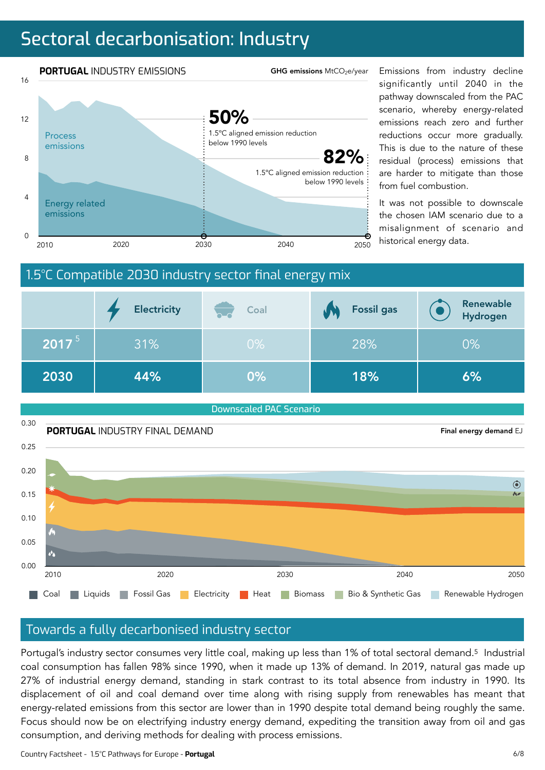# Sectoral decarbonisation: Industry

**PORTUGAL** INDUSTRY EMISSIONS

**GHG emissions** $MtCO_2e$/year

Process emissions

Energy related emissions

**50%** 1.5°C aligned emission reduction below 1990 levels

**82%** 1.5°C aligned emission reduction below 1990 levels

Emissions from industry decline significantly until 2040 in the pathway downscaled from the PAC scenario, whereby energy-related emissions reach zero and further reductions occur more gradually. This is due to the nature of these residual (process) emissions that are harder to mitigate than those from fuel combustion.

It was not possible to downscale the chosen IAM scenario due to a misalignment of scenario and historical energy data.

## 1.5°C Compatible 2030 industry sector final energy mix

| | Electricity | Coal | Fossil gas | Renewable Hydrogen |
|---|---|---|---|---|
| 2017 [5] | 31% | 0% | 28% | 0% |
| **2030** | **44%** | **0%** | **18%** | **6%** |

Downscaled PAC Scenario

**PORTUGAL** INDUSTRY FINAL DEMAND

**Final energy demand** EJ

Coal, Liquids, Fossil Gas, Electricity, Heat, Biomass, Bio & Synthetic Gas, Renewable Hydrogen

## Towards a fully decarbonised industry sector

Portugal's industry sector consumes very little coal, making up less than 1% of total sectoral demand.[5] Industrial coal consumption has fallen 98% since 1990, when it made up 13% of demand. In 2019, natural gas made up 27% of industrial energy demand, standing in stark contrast to its total absence from industry in 1990. Its displacement of oil and coal demand over time along with rising supply from renewables has meant that energy-related emissions from this sector are lower than in 1990 despite total demand being roughly the same. Focus should now be on electrifying industry energy demand, expediting the transition away from oil and gas consumption, and deriving methods for dealing with process emissions.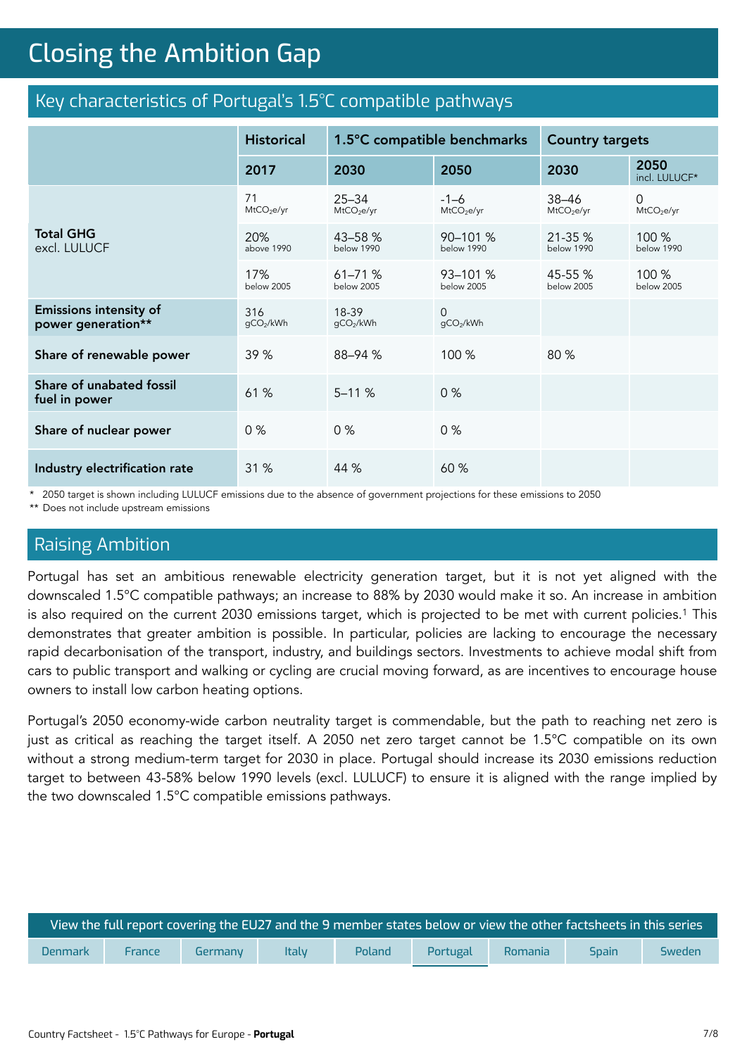# Closing the Ambition Gap

## Key characteristics of Portugal's 1.5°C compatible pathways

| | Historical | 1.5°C compatible benchmarks | | Country targets | |
|---|---|---|---|---|---|
| | **2017** | **2030** | **2050** | **2030** | **2050** incl. LULUCF* |
| **Total GHG** excl. LULUCF | 71 $MtCO_2e/yr$ | 25–34 $MtCO_2e/yr$ | -1–6 $MtCO_2e/yr$ | 38–46 $MtCO_2e/yr$ | 0 $MtCO_2e/yr$ |
| | 20% above 1990 | 43–58 % below 1990 | 90–101 % below 1990 | 21-35 % below 1990 | 100 % below 1990 |
| | 17% below 2005 | 61–71 % below 2005 | 93–101 % below 2005 | 45-55 % below 2005 | 100 % below 2005 |
| **Emissions intensity of power generation**** | 316 $gCO_2/kWh$ | 18-39 $gCO_2/kWh$ | 0 $gCO_2/kWh$ | | |
| **Share of renewable power** | 39 % | 88–94 % | 100 % | 80 % | |
| **Share of unabated fossil fuel in power** | 61 % | 5–11 % | 0 % | | |
| **Share of nuclear power** | 0 % | 0 % | 0 % | | |
| **Industry electrification rate** | 31 % | 44 % | 60 % | | |

\* 2050 target is shown including LULUCF emissions due to the absence of government projections for these emissions to 2050

** Does not include upstream emissions

## Raising Ambition

Portugal has set an ambitious renewable electricity generation target, but it is not yet aligned with the downscaled 1.5°C compatible pathways; an increase to 88% by 2030 would make it so. An increase in ambition is also required on the current 2030 emissions target, which is projected to be met with current policies.[1] This demonstrates that greater ambition is possible. In particular, policies are lacking to encourage the necessary rapid decarbonisation of the transport, industry, and buildings sectors. Investments to achieve modal shift from cars to public transport and walking or cycling are crucial moving forward, as are incentives to encourage house owners to install low carbon heating options.

Portugal's 2050 economy-wide carbon neutrality target is commendable, but the path to reaching net zero is just as critical as reaching the target itself. A 2050 net zero target cannot be 1.5°C compatible on its own without a strong medium-term target for 2030 in place. Portugal should increase its 2030 emissions reduction target to between 43-58% below 1990 levels (excl. LULUCF) to ensure it is aligned with the range implied by the two downscaled 1.5°C compatible emissions pathways.

View the full report covering the EU27 and the 9 member states below or view the other factsheets in this series

Denmark | France | Germany | Italy | Poland | Portugal | Romania | Spain | Sweden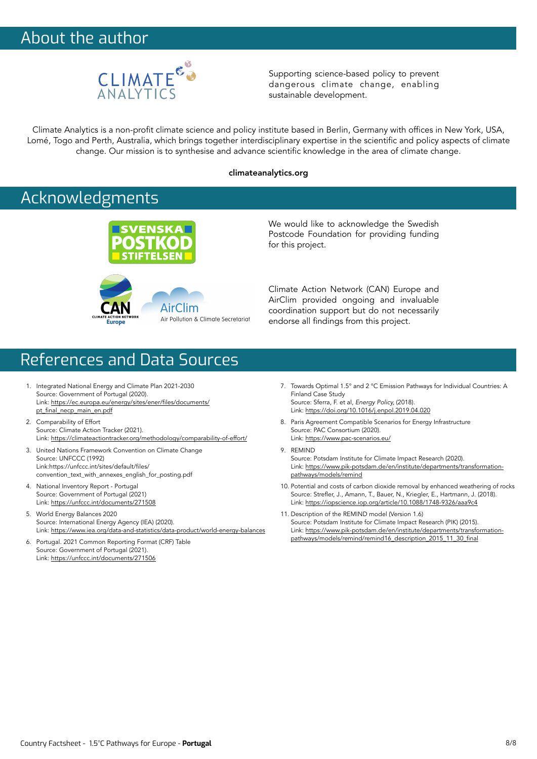## About the author

Supporting science-based policy to prevent dangerous climate change, enabling sustainable development.

Climate Analytics is a non-profit climate science and policy institute based in Berlin, Germany with offices in New York, USA, Lomé, Togo and Perth, Australia, which brings together interdisciplinary expertise in the scientific and policy aspects of climate change. Our mission is to synthesise and advance scientific knowledge in the area of climate change.

**climateanalytics.org**

## Acknowledgments

We would like to acknowledge the Swedish Postcode Foundation for providing funding for this project.

Climate Action Network (CAN) Europe and AirClim provided ongoing and invaluable coordination support but do not necessarily endorse all findings from this project.

## References and Data Sources

1. Integrated National Energy and Climate Plan 2021-2030
   Source: Government of Portugal (2020).
   Link: https://ec.europa.eu/energy/sites/ener/files/documents/pt_final_necp_main_en.pdf
2. Comparability of Effort
   Source: Climate Action Tracker (2021).
   Link: https://climateactiontracker.org/methodology/comparability-of-effort/
3. United Nations Framework Convention on Climate Change
   Source: UNFCCC (1992)
   Link:https://unfccc.int/sites/default/files/convention_text_with_annexes_english_for_posting.pdf
4. National Inventory Report - Portugal
   Source: Government of Portugal (2021)
   Link: https://unfccc.int/documents/271508
5. World Energy Balances 2020
   Source: International Energy Agency (IEA) (2020).
   Link: https://www.iea.org/data-and-statistics/data-product/world-energy-balances
6. Portugal. 2021 Common Reporting Format (CRF) Table
   Source: Government of Portugal (2021).
   Link: https://unfccc.int/documents/271506
7. Towards Optimal 1.5° and 2 °C Emission Pathways for Individual Countries: A Finland Case Study
   Source: Sferra, F. et al, *Energy Policy*, (2018).
   Link: https://doi.org/10.1016/j.enpol.2019.04.020
8. Paris Agreement Compatible Scenarios for Energy Infrastructure
   Source: PAC Consortium (2020).
   Link: https://www.pac-scenarios.eu/
9. REMIND
   Source: Potsdam Institute for Climate Impact Research (2020).
   Link: https://www.pik-potsdam.de/en/institute/departments/transformation-pathways/models/remind
10. Potential and costs of carbon dioxide removal by enhanced weathering of rocks
    Source: Strefler, J., Amann, T., Bauer, N., Kriegler, E., Hartmann, J. (2018).
    Link: https://iopscience.iop.org/article/10.1088/1748-9326/aaa9c4
11. Description of the REMIND model (Version 1.6)
    Source: Potsdam Institute for Climate Impact Research (PIK) (2015).
    Link: https://www.pik-potsdam.de/en/institute/departments/transformation-pathways/models/remind/remind16_description_2015_11_30_final